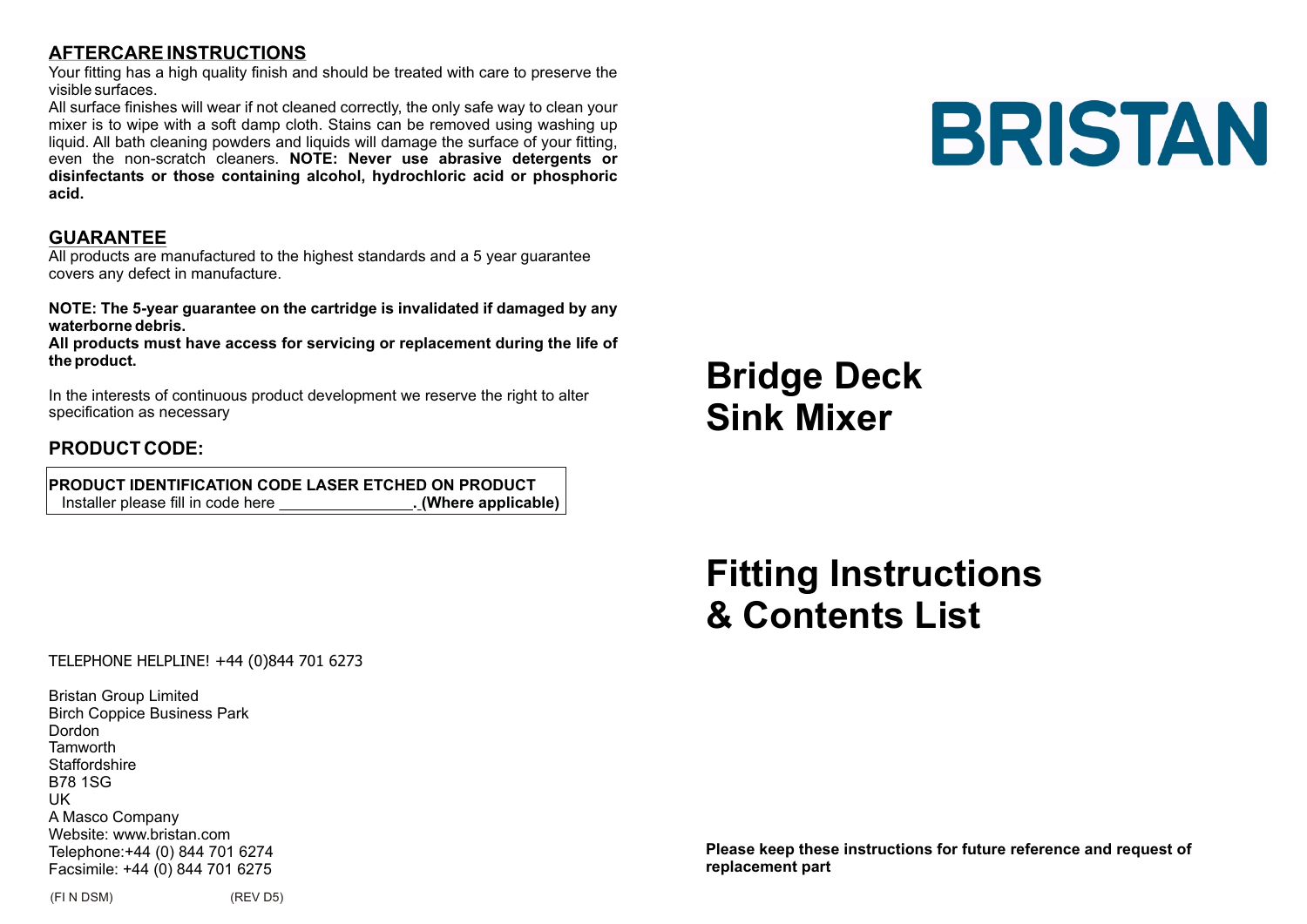## AFTERCARE INSTRUCTIONS

Your fitting has a high quality finish and should be treated with care to preserve the visible surfaces.

All surface finishes will wear if not cleaned correctly, the only safe way to clean your mixer is to wipe with a soft damp cloth. Stains can be removed using washing up liquid. All bath cleaning powders and liquids will damage the surface of your fitting, even the non-scratch cleaners. **NOTE: Never use abrasive detergents or disinfectants or those containing alcohol, hydrochloric acid or phosphoric acid.**

## GUARANTEE

All products are manufactured to the highest standards and a 5 year guarantee covers any defect in manufacture.

**NOTE: The 5-year guarantee on the cartridge is invalidated if damaged by any waterborne debris.**
**All products must have access for servicing or replacement during the life of the product.**

In the interests of continuous product development we reserve the right to alter specification as necessary

### PRODUCT CODE:

**PRODUCT IDENTIFICATION CODE LASER ETCHED ON PRODUCT**
Installer please fill in code here _______________. **(Where applicable)**

TELEPHONE HELPLINE! +44 (0)844 701 6273

Bristan Group Limited
Birch Coppice Business Park
Dordon
Tamworth
Staffordshire
B78 1SG
UK
A Masco Company
Website: www.bristan.com
Telephone:+44 (0) 844 701 6274
Facsimile: +44 (0) 844 701 6275

(FI N DSM) (REV D5)

# BRISTAN

# Bridge Deck Sink Mixer

# Fitting Instructions & Contents List

**Please keep these instructions for future reference and request of replacement part**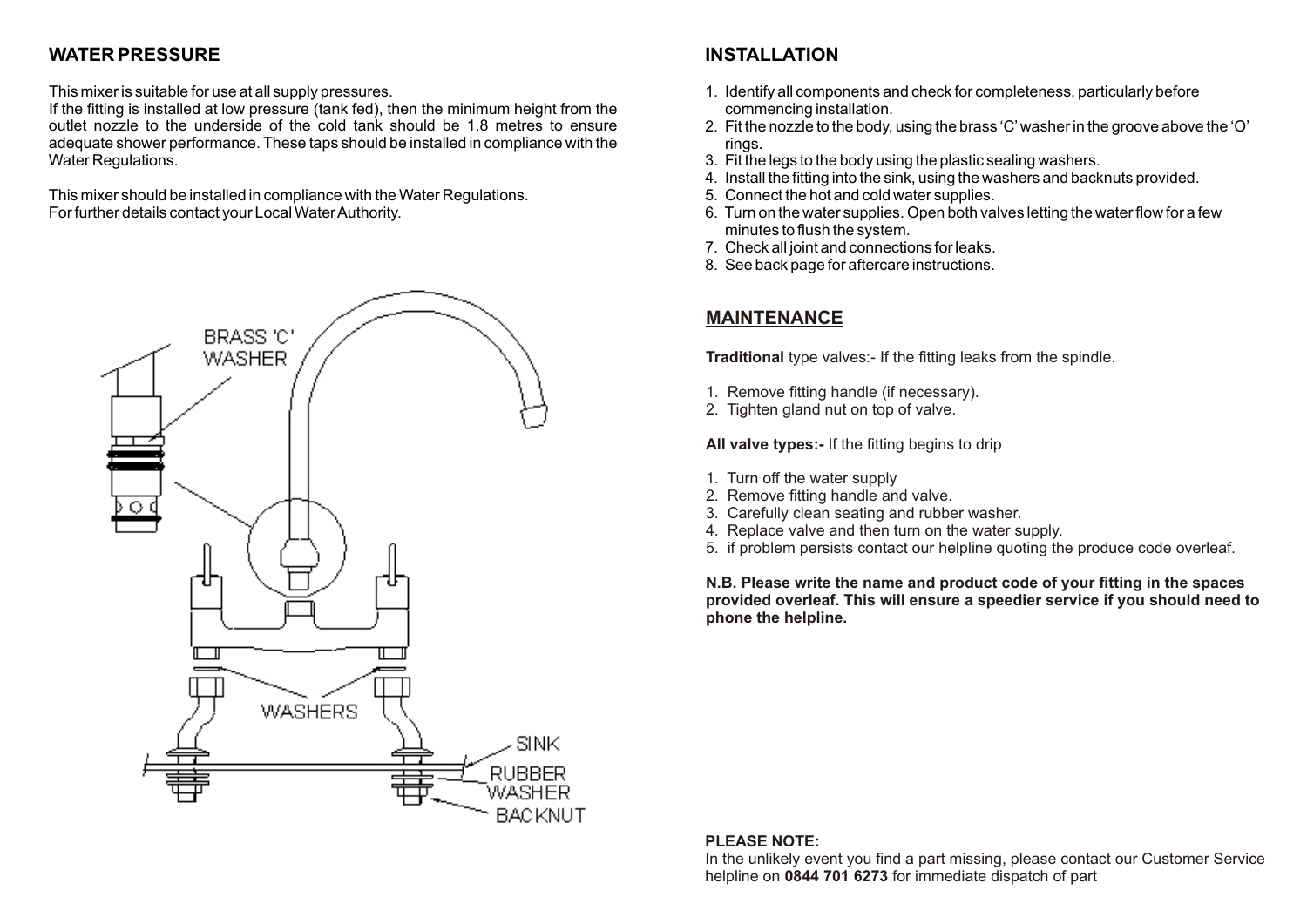## WATER PRESSURE

This mixer is suitable for use at all supply pressures.
If the fitting is installed at low pressure (tank fed), then the minimum height from the outlet nozzle to the underside of the cold tank should be 1.8 metres to ensure adequate shower performance. These taps should be installed in compliance with the Water Regulations.

This mixer should be installed in compliance with the Water Regulations.
For further details contact your Local Water Authority.

BRASS 'C' WASHER

WASHERS

SINK

RUBBER WASHER

BACKNUT

## INSTALLATION

1. Identify all components and check for completeness, particularly before commencing installation.
2. Fit the nozzle to the body, using the brass 'C' washer in the groove above the 'O' rings.
3. Fit the legs to the body using the plastic sealing washers.
4. Install the fitting into the sink, using the washers and backnuts provided.
5. Connect the hot and cold water supplies.
6. Turn on the water supplies. Open both valves letting the water flow for a few minutes to flush the system.
7. Check all joint and connections for leaks.
8. See back page for aftercare instructions.

## MAINTENANCE

**Traditional** type valves:- If the fitting leaks from the spindle.

1. Remove fitting handle (if necessary).
2. Tighten gland nut on top of valve.

**All valve types:-** If the fitting begins to drip

1. Turn off the water supply
2. Remove fitting handle and valve.
3. Carefully clean seating and rubber washer.
4. Replace valve and then turn on the water supply.
5. if problem persists contact our helpline quoting the produce code overleaf.

**N.B. Please write the name and product code of your fitting in the spaces provided overleaf. This will ensure a speedier service if you should need to phone the helpline.**

**PLEASE NOTE:**
In the unlikely event you find a part missing, please contact our Customer Service helpline on **0844 701 6273** for immediate dispatch of part